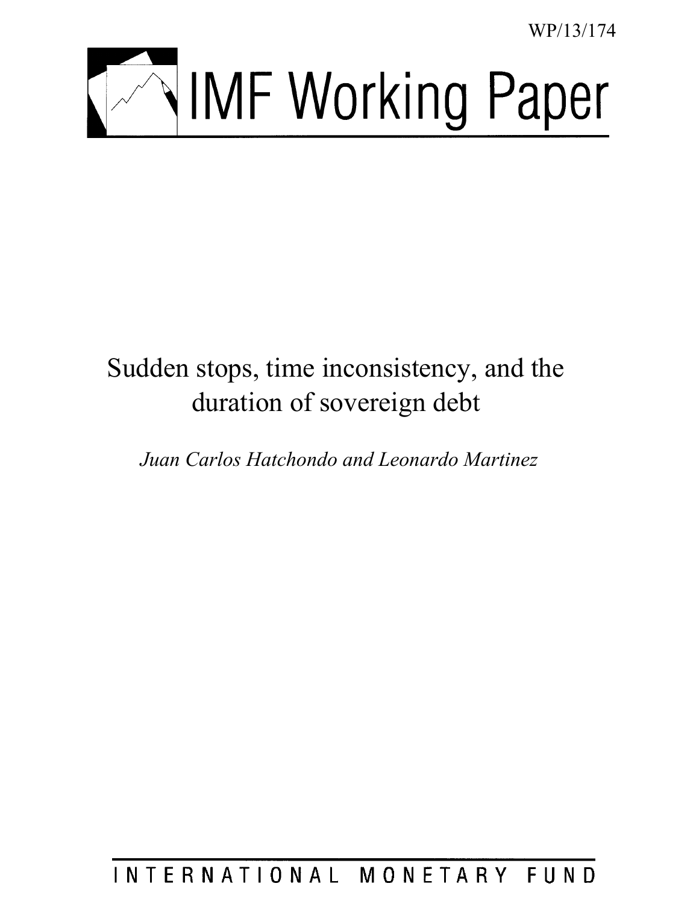WP/13/174

# IMF Working Paper

## Sudden stops, time inconsistency, and the duration of sovereign debt

*Juan Carlos Hatchondo and Leonardo Martinez*

INTERNATIONAL MONETARY FUND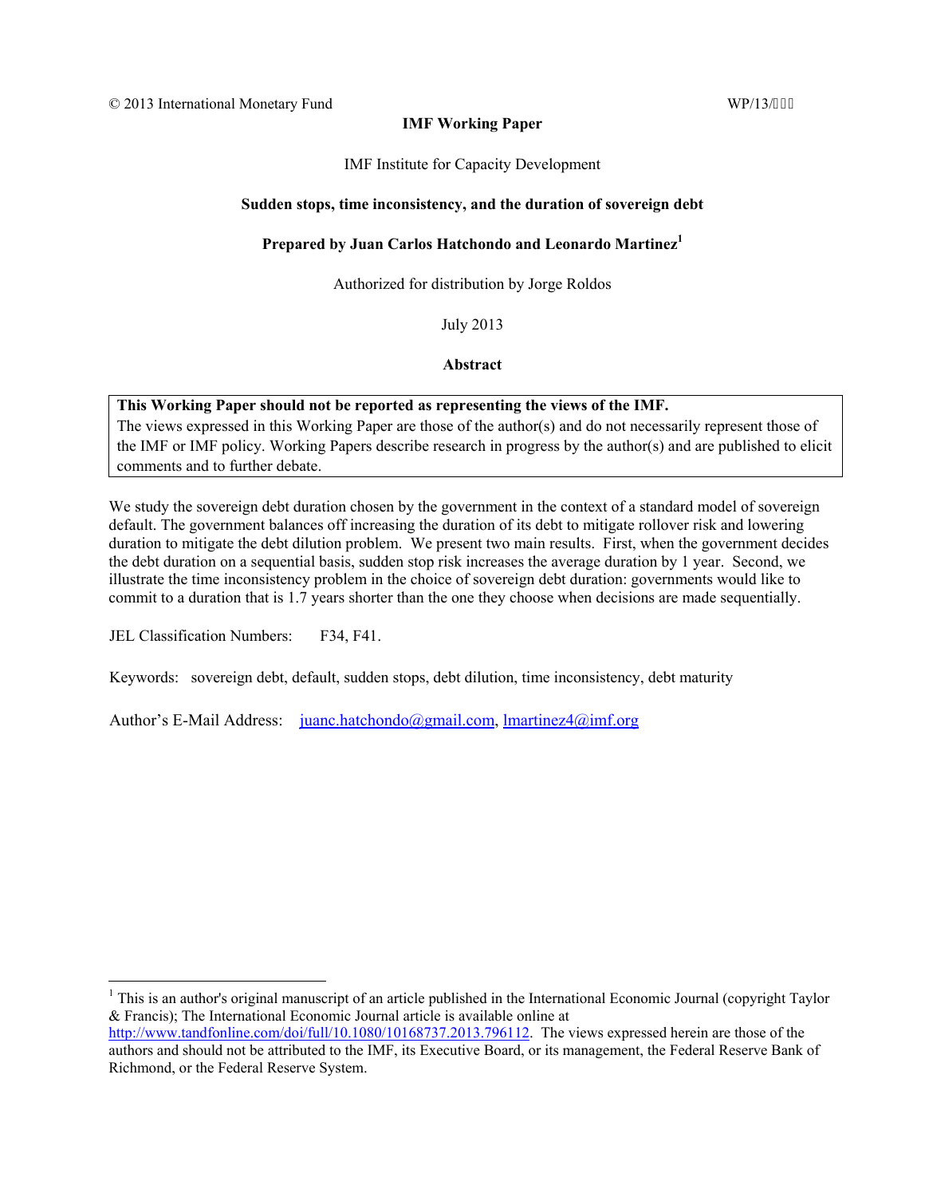© 2013 International Monetary Fund WP/13/

**IMF Working Paper**

IMF Institute for Capacity Development

**Sudden stops, time inconsistency, and the duration of sovereign debt**

**Prepared by Juan Carlos Hatchondo and Leonardo Martinez[1]**

Authorized for distribution by Jorge Roldos

July 2013

**Abstract**

**This Working Paper should not be reported as representing the views of the IMF.**
The views expressed in this Working Paper are those of the author(s) and do not necessarily represent those of the IMF or IMF policy. Working Papers describe research in progress by the author(s) and are published to elicit comments and to further debate.

We study the sovereign debt duration chosen by the government in the context of a standard model of sovereign default. The government balances off increasing the duration of its debt to mitigate rollover risk and lowering duration to mitigate the debt dilution problem. We present two main results. First, when the government decides the debt duration on a sequential basis, sudden stop risk increases the average duration by 1 year. Second, we illustrate the time inconsistency problem in the choice of sovereign debt duration: governments would like to commit to a duration that is 1.7 years shorter than the one they choose when decisions are made sequentially.

JEL Classification Numbers: F34, F41.

Keywords: sovereign debt, default, sudden stops, debt dilution, time inconsistency, debt maturity

Author's E-Mail Address: juanc.hatchondo@gmail.com, lmartinez4@imf.org

[1] This is an author's original manuscript of an article published in the International Economic Journal (copyright Taylor & Francis); The International Economic Journal article is available online at http://www.tandfonline.com/doi/full/10.1080/10168737.2013.796112. The views expressed herein are those of the authors and should not be attributed to the IMF, its Executive Board, or its management, the Federal Reserve Bank of Richmond, or the Federal Reserve System.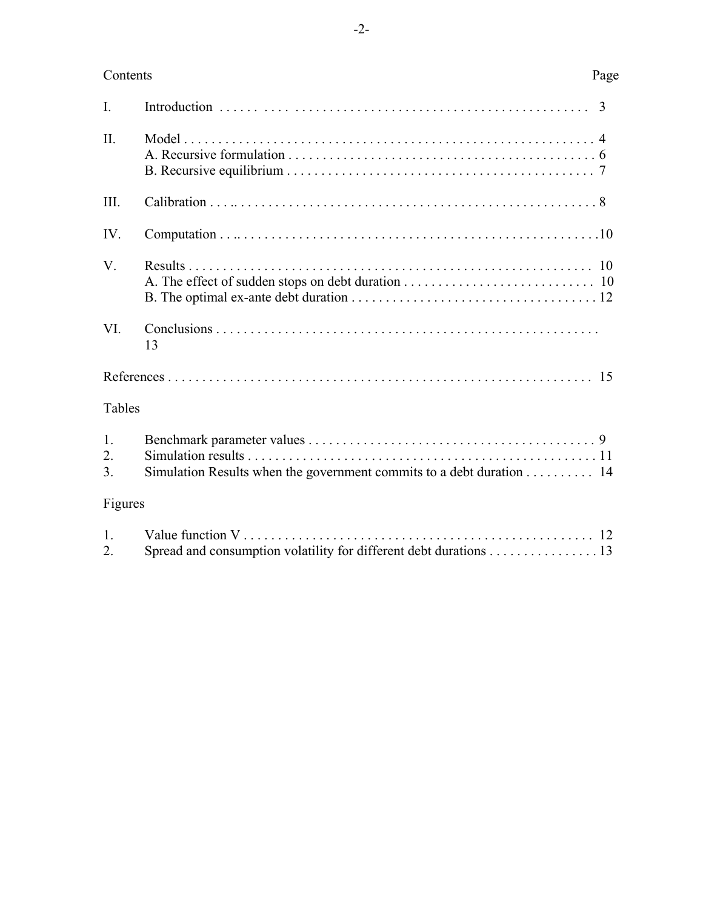Contents Page

| | | Page |
|---|---|---|
| I. | Introduction | 3 |
| II. | Model | 4 |
| | A. Recursive formulation | 6 |
| | B. Recursive equilibrium | 7 |
| III. | Calibration | 8 |
| IV. | Computation | 10 |
| V. | Results | 10 |
| | A. The effect of sudden stops on debt duration | 10 |
| | B. The optimal ex-ante debt duration | 12 |
| VI. | Conclusions | 13 |
| | References | 15 |

Tables

| | | |
|---|---|---|
| 1. | Benchmark parameter values | 9 |
| 2. | Simulation results | 11 |
| 3. | Simulation Results when the government commits to a debt duration | 14 |

Figures

| | | |
|---|---|---|
| 1. | Value function V | 12 |
| 2. | Spread and consumption volatility for different debt durations | 13 |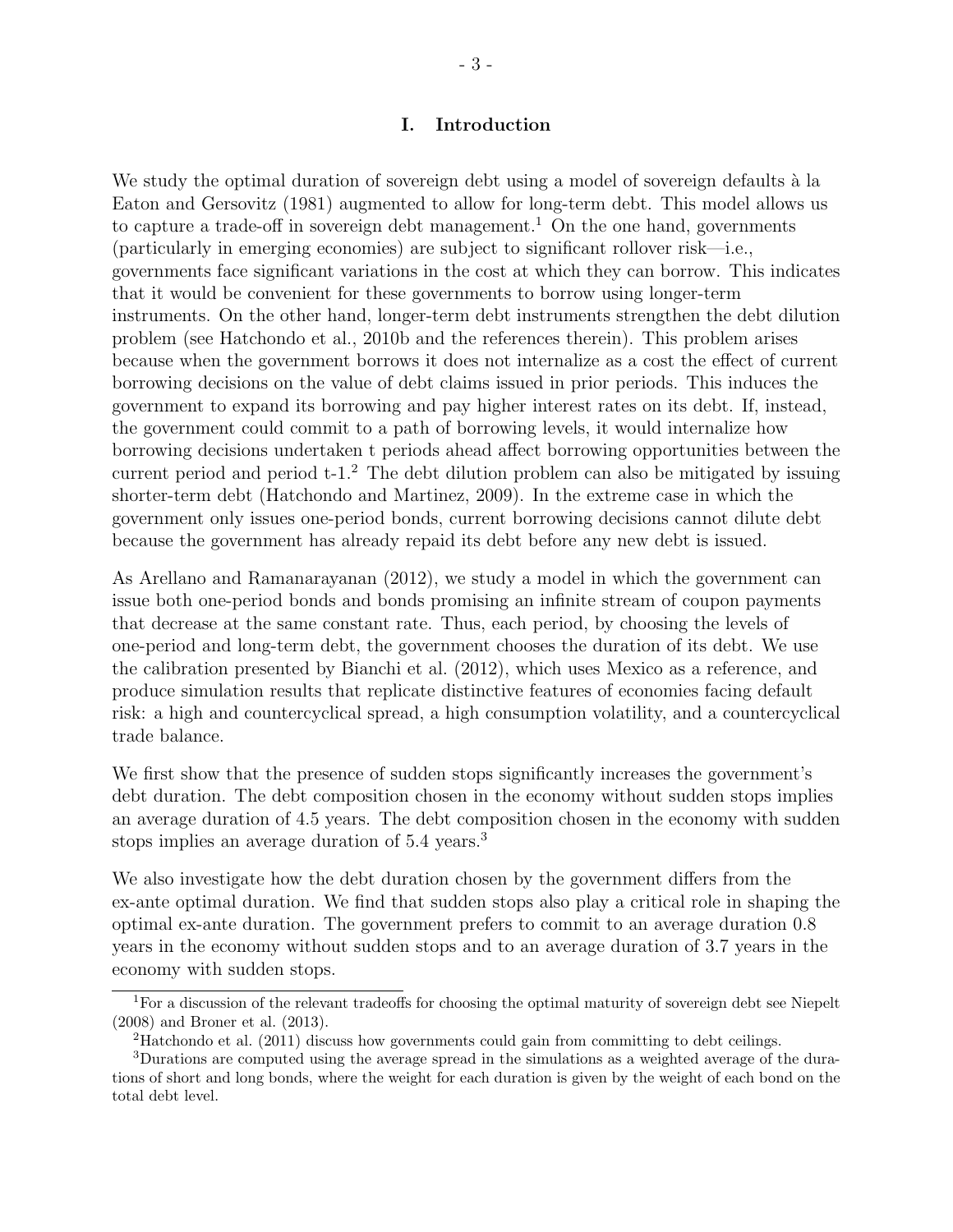# I. Introduction

We study the optimal duration of sovereign debt using a model of sovereign defaults à la Eaton and Gersovitz (1981) augmented to allow for long-term debt. This model allows us to capture a trade-off in sovereign debt management.[1] On the one hand, governments (particularly in emerging economies) are subject to significant rollover risk—i.e., governments face significant variations in the cost at which they can borrow. This indicates that it would be convenient for these governments to borrow using longer-term instruments. On the other hand, longer-term debt instruments strengthen the debt dilution problem (see Hatchondo et al., 2010b and the references therein). This problem arises because when the government borrows it does not internalize as a cost the effect of current borrowing decisions on the value of debt claims issued in prior periods. This induces the government to expand its borrowing and pay higher interest rates on its debt. If, instead, the government could commit to a path of borrowing levels, it would internalize how borrowing decisions undertaken t periods ahead affect borrowing opportunities between the current period and period t-1.[2] The debt dilution problem can also be mitigated by issuing shorter-term debt (Hatchondo and Martinez, 2009). In the extreme case in which the government only issues one-period bonds, current borrowing decisions cannot dilute debt because the government has already repaid its debt before any new debt is issued.

As Arellano and Ramanarayanan (2012), we study a model in which the government can issue both one-period bonds and bonds promising an infinite stream of coupon payments that decrease at the same constant rate. Thus, each period, by choosing the levels of one-period and long-term debt, the government chooses the duration of its debt. We use the calibration presented by Bianchi et al. (2012), which uses Mexico as a reference, and produce simulation results that replicate distinctive features of economies facing default risk: a high and countercyclical spread, a high consumption volatility, and a countercyclical trade balance.

We first show that the presence of sudden stops significantly increases the government's debt duration. The debt composition chosen in the economy without sudden stops implies an average duration of 4.5 years. The debt composition chosen in the economy with sudden stops implies an average duration of 5.4 years.[3]

We also investigate how the debt duration chosen by the government differs from the ex-ante optimal duration. We find that sudden stops also play a critical role in shaping the optimal ex-ante duration. The government prefers to commit to an average duration 0.8 years in the economy without sudden stops and to an average duration of 3.7 years in the economy with sudden stops.

[1] For a discussion of the relevant tradeoffs for choosing the optimal maturity of sovereign debt see Niepelt (2008) and Broner et al. (2013).

[2] Hatchondo et al. (2011) discuss how governments could gain from committing to debt ceilings.

[3] Durations are computed using the average spread in the simulations as a weighted average of the durations of short and long bonds, where the weight for each duration is given by the weight of each bond on the total debt level.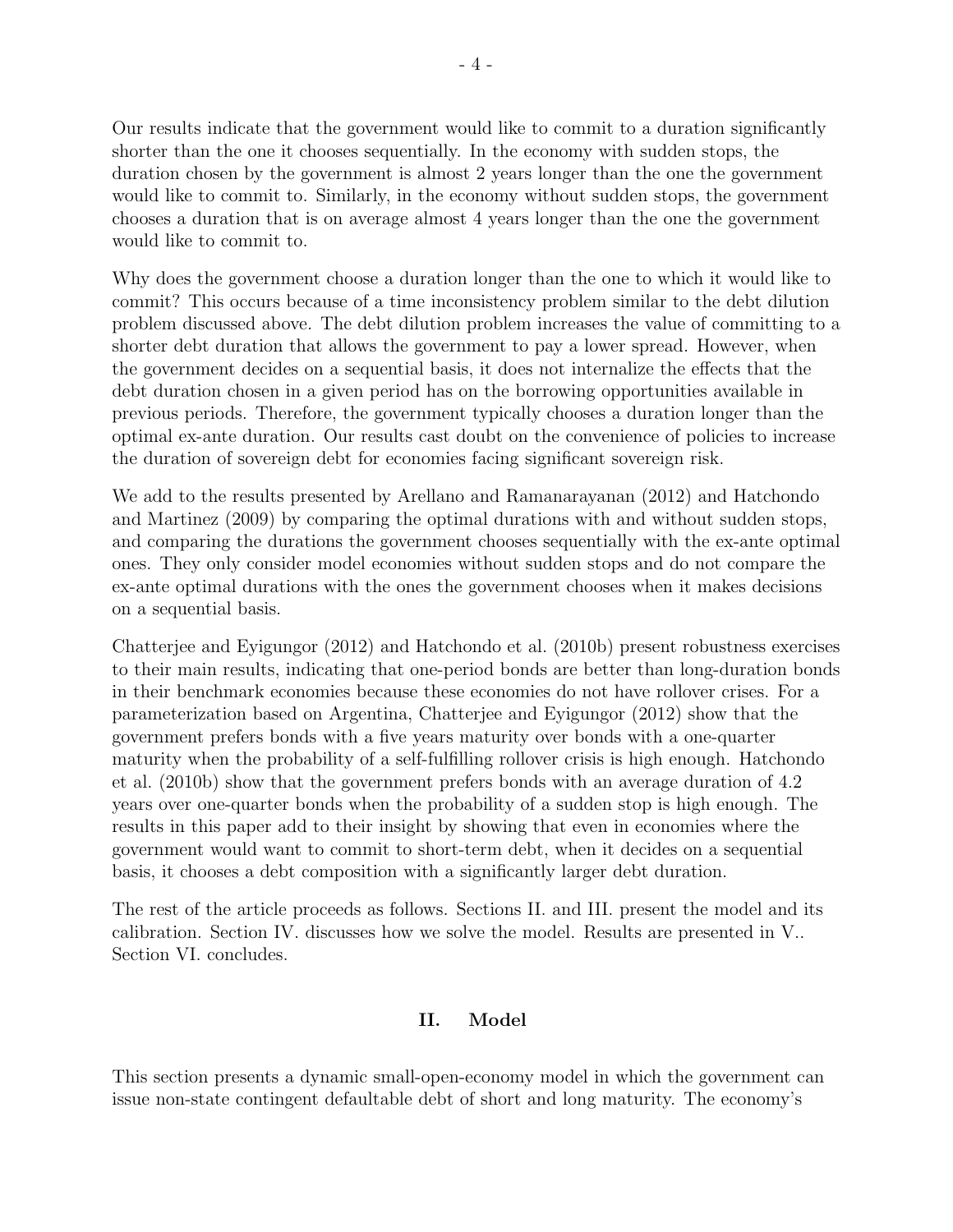Our results indicate that the government would like to commit to a duration significantly shorter than the one it chooses sequentially. In the economy with sudden stops, the duration chosen by the government is almost 2 years longer than the one the government would like to commit to. Similarly, in the economy without sudden stops, the government chooses a duration that is on average almost 4 years longer than the one the government would like to commit to.

Why does the government choose a duration longer than the one to which it would like to commit? This occurs because of a time inconsistency problem similar to the debt dilution problem discussed above. The debt dilution problem increases the value of committing to a shorter debt duration that allows the government to pay a lower spread. However, when the government decides on a sequential basis, it does not internalize the effects that the debt duration chosen in a given period has on the borrowing opportunities available in previous periods. Therefore, the government typically chooses a duration longer than the optimal ex-ante duration. Our results cast doubt on the convenience of policies to increase the duration of sovereign debt for economies facing significant sovereign risk.

We add to the results presented by Arellano and Ramanarayanan (2012) and Hatchondo and Martinez (2009) by comparing the optimal durations with and without sudden stops, and comparing the durations the government chooses sequentially with the ex-ante optimal ones. They only consider model economies without sudden stops and do not compare the ex-ante optimal durations with the ones the government chooses when it makes decisions on a sequential basis.

Chatterjee and Eyigungor (2012) and Hatchondo et al. (2010b) present robustness exercises to their main results, indicating that one-period bonds are better than long-duration bonds in their benchmark economies because these economies do not have rollover crises. For a parameterization based on Argentina, Chatterjee and Eyigungor (2012) show that the government prefers bonds with a five years maturity over bonds with a one-quarter maturity when the probability of a self-fulfilling rollover crisis is high enough. Hatchondo et al. (2010b) show that the government prefers bonds with an average duration of 4.2 years over one-quarter bonds when the probability of a sudden stop is high enough. The results in this paper add to their insight by showing that even in economies where the government would want to commit to short-term debt, when it decides on a sequential basis, it chooses a debt composition with a significantly larger debt duration.

The rest of the article proceeds as follows. Sections II. and III. present the model and its calibration. Section IV. discusses how we solve the model. Results are presented in V.. Section VI. concludes.

## II. Model

This section presents a dynamic small-open-economy model in which the government can issue non-state contingent defaultable debt of short and long maturity. The economy's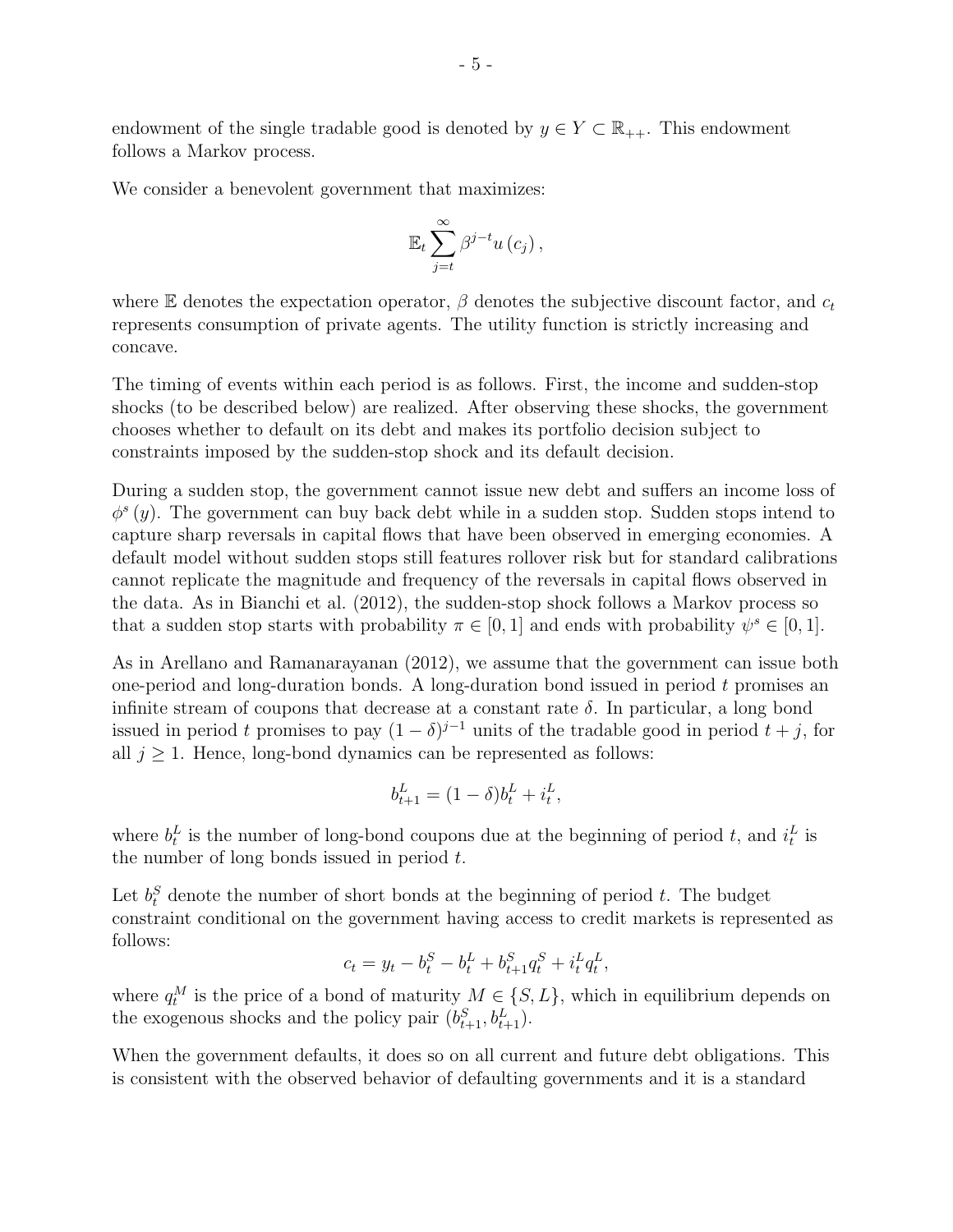endowment of the single tradable good is denoted by $y \in Y \subset \mathbb{R}_{++}$. This endowment follows a Markov process.

We consider a benevolent government that maximizes:

$$\mathbb{E}_t \sum_{j=t}^{\infty} \beta^{j-t} u(c_j),$$

where $\mathbb{E}$ denotes the expectation operator, $\beta$ denotes the subjective discount factor, and $c_t$ represents consumption of private agents. The utility function is strictly increasing and concave.

The timing of events within each period is as follows. First, the income and sudden-stop shocks (to be described below) are realized. After observing these shocks, the government chooses whether to default on its debt and makes its portfolio decision subject to constraints imposed by the sudden-stop shock and its default decision.

During a sudden stop, the government cannot issue new debt and suffers an income loss of $\phi^s(y)$. The government can buy back debt while in a sudden stop. Sudden stops intend to capture sharp reversals in capital flows that have been observed in emerging economies. A default model without sudden stops still features rollover risk but for standard calibrations cannot replicate the magnitude and frequency of the reversals in capital flows observed in the data. As in Bianchi et al. (2012), the sudden-stop shock follows a Markov process so that a sudden stop starts with probability $\pi \in [0, 1]$ and ends with probability $\psi^s \in [0, 1]$.

As in Arellano and Ramanarayanan (2012), we assume that the government can issue both one-period and long-duration bonds. A long-duration bond issued in period $t$ promises an infinite stream of coupons that decrease at a constant rate $\delta$. In particular, a long bond issued in period $t$ promises to pay $(1-\delta)^{j-1}$ units of the tradable good in period $t+j$, for all $j \geq 1$. Hence, long-bond dynamics can be represented as follows:

$$b_{t+1}^L = (1-\delta) b_t^L + i_t^L,$$

where $b_t^L$ is the number of long-bond coupons due at the beginning of period $t$, and $i_t^L$ is the number of long bonds issued in period $t$.

Let $b_t^S$ denote the number of short bonds at the beginning of period $t$. The budget constraint conditional on the government having access to credit markets is represented as follows:

$$c_t = y_t - b_t^S - b_t^L + b_{t+1}^S q_t^S + i_t^L q_t^L,$$

where $q_t^M$ is the price of a bond of maturity $M \in \{S, L\}$, which in equilibrium depends on the exogenous shocks and the policy pair $(b_{t+1}^S, b_{t+1}^L)$.

When the government defaults, it does so on all current and future debt obligations. This is consistent with the observed behavior of defaulting governments and it is a standard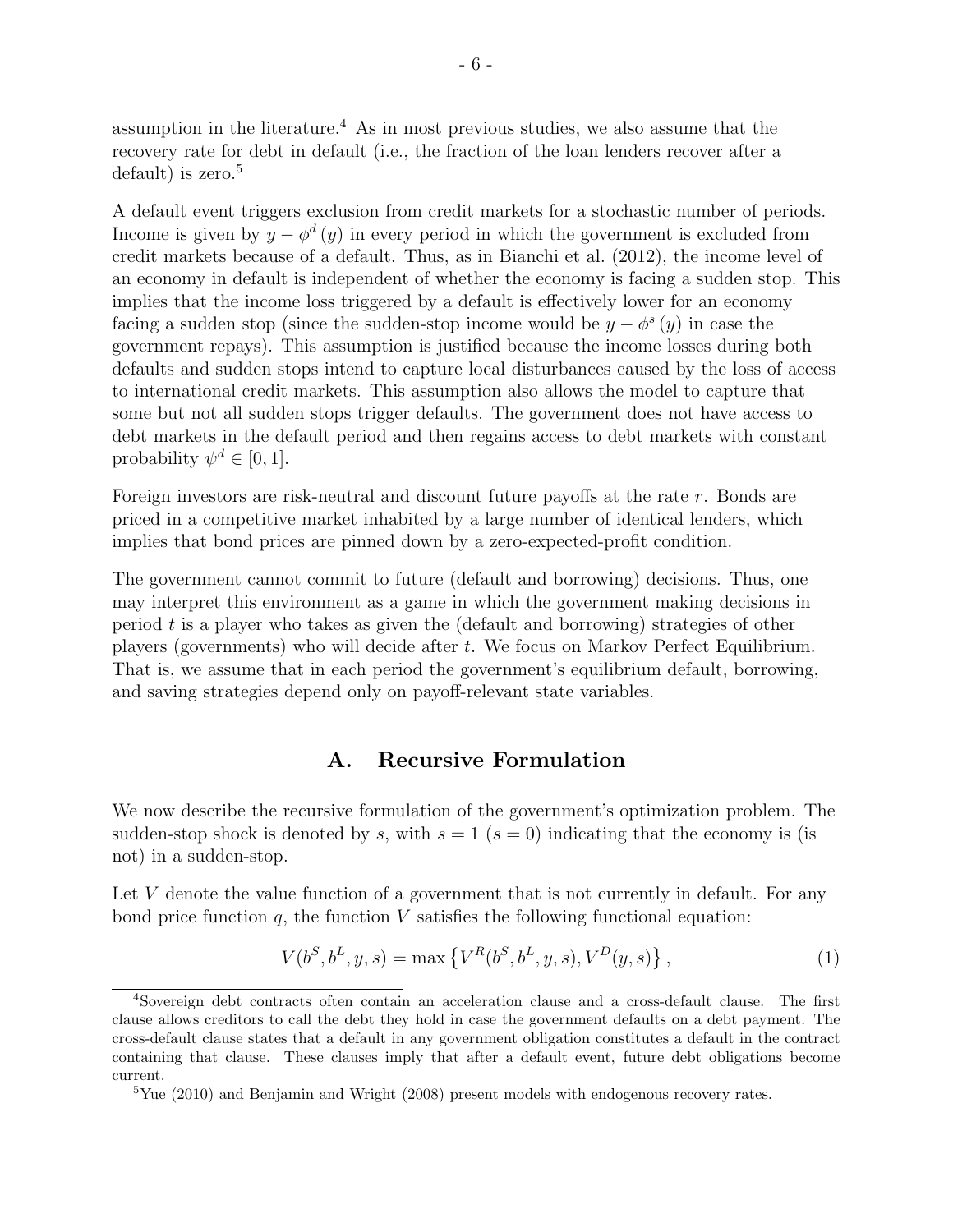assumption in the literature.[4] As in most previous studies, we also assume that the recovery rate for debt in default (i.e., the fraction of the loan lenders recover after a default) is zero.[5]

A default event triggers exclusion from credit markets for a stochastic number of periods. Income is given by $y - \phi^d(y)$ in every period in which the government is excluded from credit markets because of a default. Thus, as in Bianchi et al. (2012), the income level of an economy in default is independent of whether the economy is facing a sudden stop. This implies that the income loss triggered by a default is effectively lower for an economy facing a sudden stop (since the sudden-stop income would be $y - \phi^s(y)$ in case the government repays). This assumption is justified because the income losses during both defaults and sudden stops intend to capture local disturbances caused by the loss of access to international credit markets. This assumption also allows the model to capture that some but not all sudden stops trigger defaults. The government does not have access to debt markets in the default period and then regains access to debt markets with constant probability $\psi^d \in [0, 1]$.

Foreign investors are risk-neutral and discount future payoffs at the rate $r$. Bonds are priced in a competitive market inhabited by a large number of identical lenders, which implies that bond prices are pinned down by a zero-expected-profit condition.

The government cannot commit to future (default and borrowing) decisions. Thus, one may interpret this environment as a game in which the government making decisions in period $t$ is a player who takes as given the (default and borrowing) strategies of other players (governments) who will decide after $t$. We focus on Markov Perfect Equilibrium. That is, we assume that in each period the government's equilibrium default, borrowing, and saving strategies depend only on payoff-relevant state variables.

## A. Recursive Formulation

We now describe the recursive formulation of the government's optimization problem. The sudden-stop shock is denoted by $s$, with $s = 1$ ($s = 0$) indicating that the economy is (is not) in a sudden-stop.

Let $V$ denote the value function of a government that is not currently in default. For any bond price function $q$, the function $V$ satisfies the following functional equation:

$$V(b^S, b^L, y, s) = \max\left\{V^R(b^S, b^L, y, s), V^D(y, s)\right\}, \tag{1}$$

[4] Sovereign debt contracts often contain an acceleration clause and a cross-default clause. The first clause allows creditors to call the debt they hold in case the government defaults on a debt payment. The cross-default clause states that a default in any government obligation constitutes a default in the contract containing that clause. These clauses imply that after a default event, future debt obligations become current.

[5] Yue (2010) and Benjamin and Wright (2008) present models with endogenous recovery rates.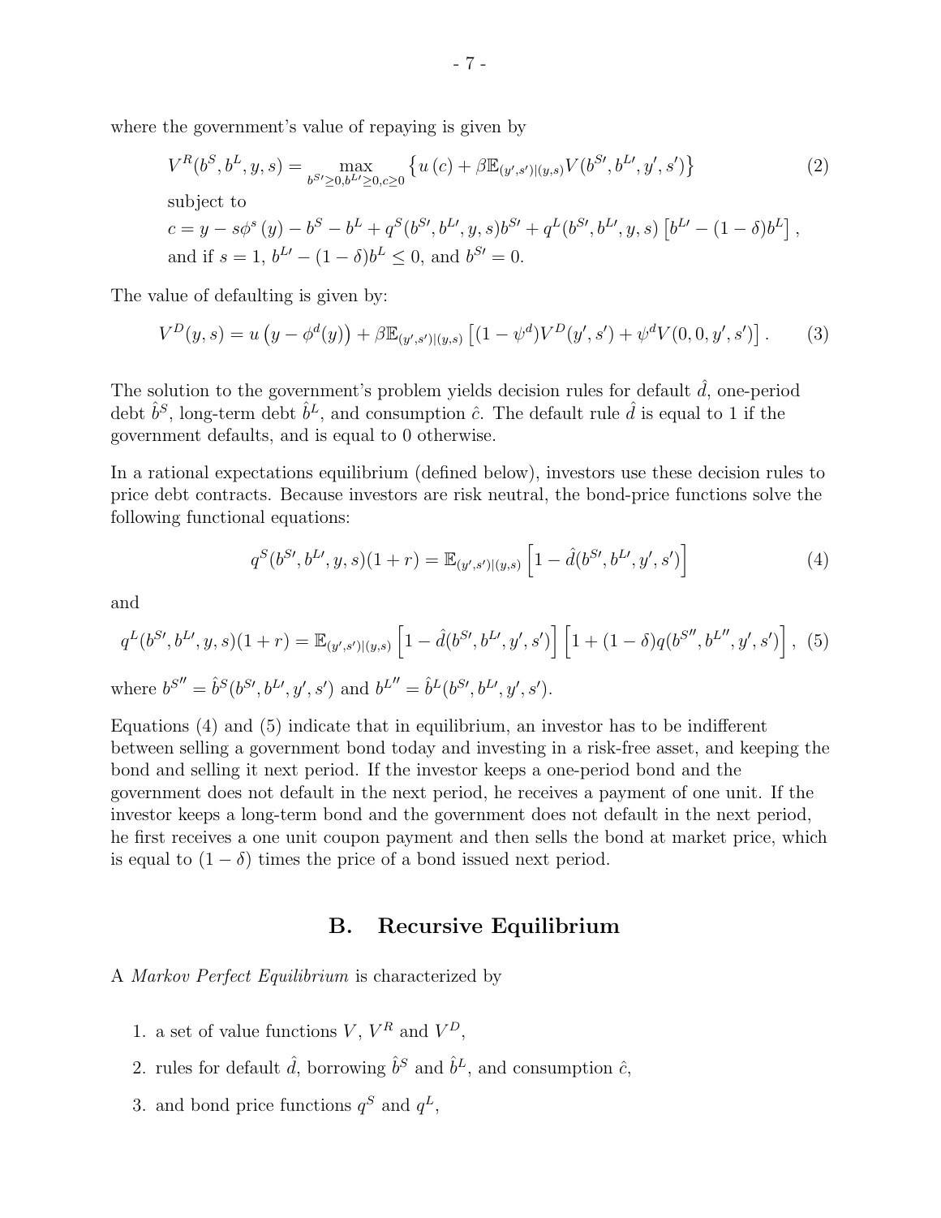where the government's value of repaying is given by

$$
\begin{aligned}
&V^R(b^S, b^L, y, s) = \max_{b^{S\prime} \geq 0, b^{L\prime} \geq 0, c \geq 0} \left\{ u\left(c\right) + \beta \mathbb{E}_{(y', s')|(y,s)} V(b^{S\prime}, b^{L\prime}, y', s') \right\} \\
&\text{subject to} \\
&c = y - s\phi^s\left(y\right) - b^S - b^L + q^S(b^{S\prime}, b^{L\prime}, y, s) b^{S\prime} + q^L(b^{S\prime}, b^{L\prime}, y, s)\left[b^{L\prime} - (1-\delta) b^L\right], \\
&\text{and if } s = 1,\ b^{L\prime} - (1-\delta) b^L \leq 0, \text{ and } b^{S\prime} = 0.
\end{aligned} \tag{2}
$$

The value of defaulting is given by:

$$
V^D(y, s) = u\left(y - \phi^d(y)\right) + \beta \mathbb{E}_{(y', s')|(y,s)} \left[(1-\psi^d) V^D(y', s') + \psi^d V(0, 0, y', s')\right]. \tag{3}
$$

The solution to the government's problem yields decision rules for default $\hat{d}$, one-period debt $\hat{b}^S$, long-term debt $\hat{b}^L$, and consumption $\hat{c}$. The default rule $\hat{d}$ is equal to 1 if the government defaults, and is equal to 0 otherwise.

In a rational expectations equilibrium (defined below), investors use these decision rules to price debt contracts. Because investors are risk neutral, the bond-price functions solve the following functional equations:

$$
q^S(b^{S\prime}, b^{L\prime}, y, s)(1+r) = \mathbb{E}_{(y', s')|(y,s)} \left[1 - \hat{d}(b^{S\prime}, b^{L\prime}, y', s')\right] \tag{4}
$$

and

$$
q^L(b^{S\prime}, b^{L\prime}, y, s)(1+r) = \mathbb{E}_{(y', s')|(y,s)} \left[1 - \hat{d}(b^{S\prime}, b^{L\prime}, y', s')\right] \left[1 + (1-\delta) q(b^{S\prime\prime}, b^{L\prime\prime}, y', s')\right], \tag{5}
$$

where $b^{S\prime\prime} = \hat{b}^S(b^{S\prime}, b^{L\prime}, y', s')$ and $b^{L\prime\prime} = \hat{b}^L(b^{S\prime}, b^{L\prime}, y', s')$.

Equations (4) and (5) indicate that in equilibrium, an investor has to be indifferent between selling a government bond today and investing in a risk-free asset, and keeping the bond and selling it next period. If the investor keeps a one-period bond and the government does not default in the next period, he receives a payment of one unit. If the investor keeps a long-term bond and the government does not default in the next period, he first receives a one unit coupon payment and then sells the bond at market price, which is equal to $(1-\delta)$ times the price of a bond issued next period.

## B. Recursive Equilibrium

A *Markov Perfect Equilibrium* is characterized by

1. a set of value functions $V$, $V^R$ and $V^D$,
2. rules for default $\hat{d}$, borrowing $\hat{b}^S$ and $\hat{b}^L$, and consumption $\hat{c}$,
3. and bond price functions $q^S$ and $q^L$,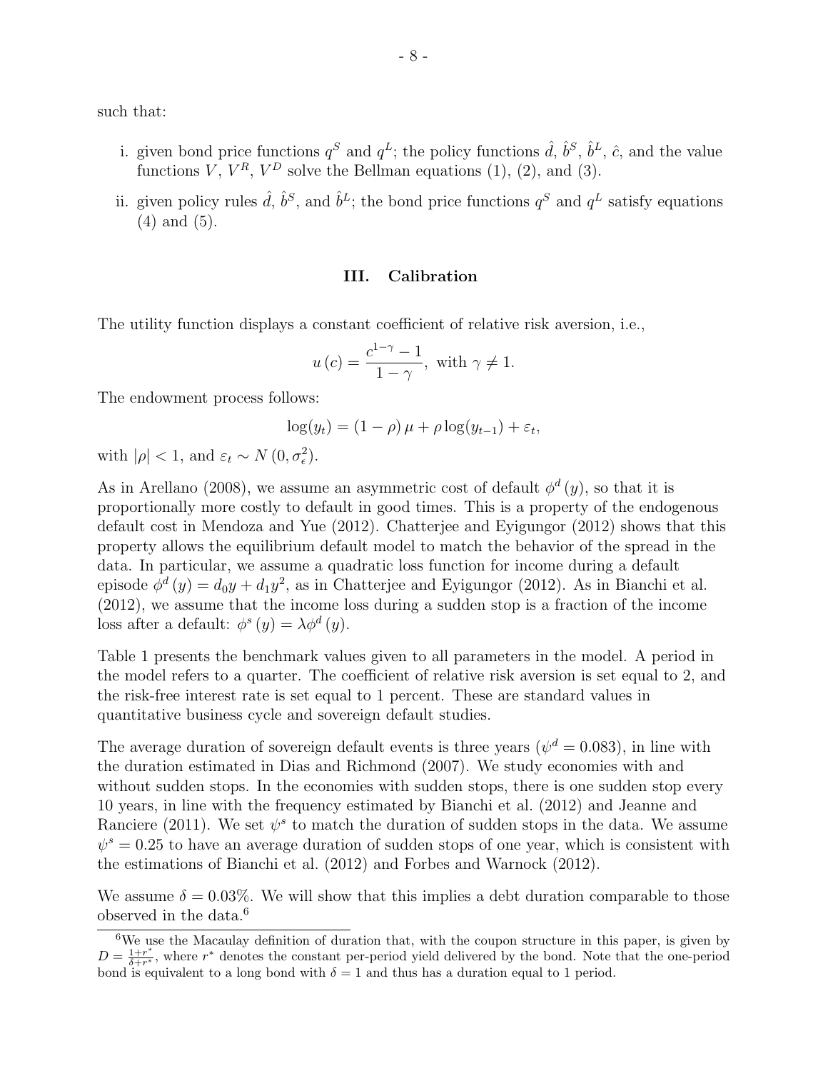such that:

i. given bond price functions $q^S$ and $q^L$; the policy functions $\hat{d}$, $\hat{b}^S$, $\hat{b}^L$, $\hat{c}$, and the value functions $V$, $V^R$, $V^D$ solve the Bellman equations (1), (2), and (3).

ii. given policy rules $\hat{d}$, $\hat{b}^S$, and $\hat{b}^L$; the bond price functions $q^S$ and $q^L$ satisfy equations (4) and (5).

## III. Calibration

The utility function displays a constant coefficient of relative risk aversion, i.e.,

$$u(c) = \frac{c^{1-\gamma} - 1}{1 - \gamma}, \text{ with } \gamma \neq 1.$$

The endowment process follows:

$$\log(y_t) = (1 - \rho)\,\mu + \rho \log(y_{t-1}) + \varepsilon_t,$$

with $|\rho| < 1$, and $\varepsilon_t \sim N(0, \sigma_\epsilon^2)$.

As in Arellano (2008), we assume an asymmetric cost of default $\phi^d(y)$, so that it is proportionally more costly to default in good times. This is a property of the endogenous default cost in Mendoza and Yue (2012). Chatterjee and Eyigungor (2012) shows that this property allows the equilibrium default model to match the behavior of the spread in the data. In particular, we assume a quadratic loss function for income during a default episode $\phi^d(y) = d_0 y + d_1 y^2$, as in Chatterjee and Eyigungor (2012). As in Bianchi et al. (2012), we assume that the income loss during a sudden stop is a fraction of the income loss after a default: $\phi^s(y) = \lambda \phi^d(y)$.

Table 1 presents the benchmark values given to all parameters in the model. A period in the model refers to a quarter. The coefficient of relative risk aversion is set equal to 2, and the risk-free interest rate is set equal to 1 percent. These are standard values in quantitative business cycle and sovereign default studies.

The average duration of sovereign default events is three years ($\psi^d = 0.083$), in line with the duration estimated in Dias and Richmond (2007). We study economies with and without sudden stops. In the economies with sudden stops, there is one sudden stop every 10 years, in line with the frequency estimated by Bianchi et al. (2012) and Jeanne and Ranciere (2011). We set $\psi^s$ to match the duration of sudden stops in the data. We assume $\psi^s = 0.25$ to have an average duration of sudden stops of one year, which is consistent with the estimations of Bianchi et al. (2012) and Forbes and Warnock (2012).

We assume $\delta = 0.03\%$. We will show that this implies a debt duration comparable to those observed in the data.[6]

[6] We use the Macaulay definition of duration that, with the coupon structure in this paper, is given by $D = \frac{1+r^*}{\delta + r^*}$, where $r^*$ denotes the constant per-period yield delivered by the bond. Note that the one-period bond is equivalent to a long bond with $\delta = 1$ and thus has a duration equal to 1 period.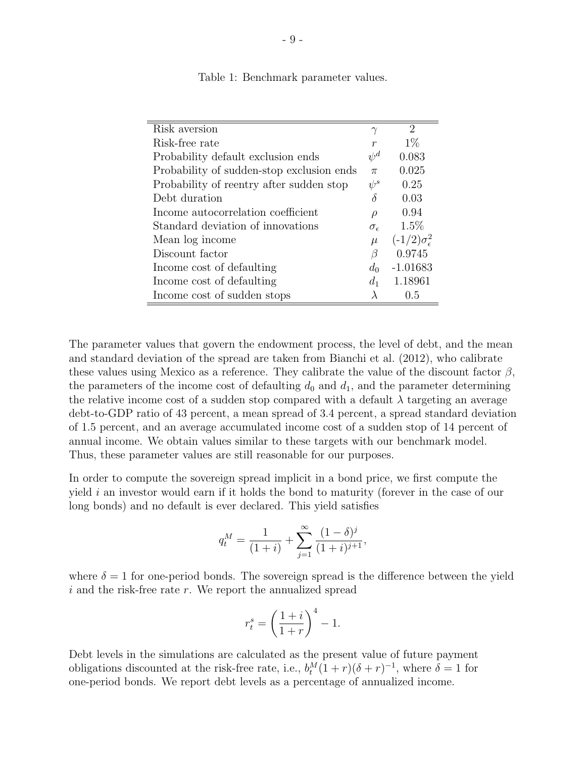Table 1: Benchmark parameter values.

| | | |
|---|---|---|
| Risk aversion | $\gamma$ | 2 |
| Risk-free rate | $r$ | 1% |
| Probability default exclusion ends | $\psi^d$ | 0.083 |
| Probability of sudden-stop exclusion ends | $\pi$ | 0.025 |
| Probability of reentry after sudden stop | $\psi^s$ | 0.25 |
| Debt duration | $\delta$ | 0.03 |
| Income autocorrelation coefficient | $\rho$ | 0.94 |
| Standard deviation of innovations | $\sigma_\epsilon$ | 1.5% |
| Mean log income | $\mu$ | $(-1/2)\sigma_\epsilon^2$ |
| Discount factor | $\beta$ | 0.9745 |
| Income cost of defaulting | $d_0$ | -1.01683 |
| Income cost of defaulting | $d_1$ | 1.18961 |
| Income cost of sudden stops | $\lambda$ | 0.5 |

The parameter values that govern the endowment process, the level of debt, and the mean and standard deviation of the spread are taken from Bianchi et al. (2012), who calibrate these values using Mexico as a reference. They calibrate the value of the discount factor $\beta$, the parameters of the income cost of defaulting $d_0$ and $d_1$, and the parameter determining the relative income cost of a sudden stop compared with a default $\lambda$ targeting an average debt-to-GDP ratio of 43 percent, a mean spread of 3.4 percent, a spread standard deviation of 1.5 percent, and an average accumulated income cost of a sudden stop of 14 percent of annual income. We obtain values similar to these targets with our benchmark model. Thus, these parameter values are still reasonable for our purposes.

In order to compute the sovereign spread implicit in a bond price, we first compute the yield $i$ an investor would earn if it holds the bond to maturity (forever in the case of our long bonds) and no default is ever declared. This yield satisfies

$$q_t^M = \frac{1}{(1+i)} + \sum_{j=1}^{\infty} \frac{(1-\delta)^j}{(1+i)^{j+1}},$$

where $\delta = 1$ for one-period bonds. The sovereign spread is the difference between the yield $i$ and the risk-free rate $r$. We report the annualized spread

$$r_t^s = \left(\frac{1+i}{1+r}\right)^4 - 1.$$

Debt levels in the simulations are calculated as the present value of future payment obligations discounted at the risk-free rate, i.e., $b_t^M(1+r)(\delta+r)^{-1}$, where $\delta = 1$ for one-period bonds. We report debt levels as a percentage of annualized income.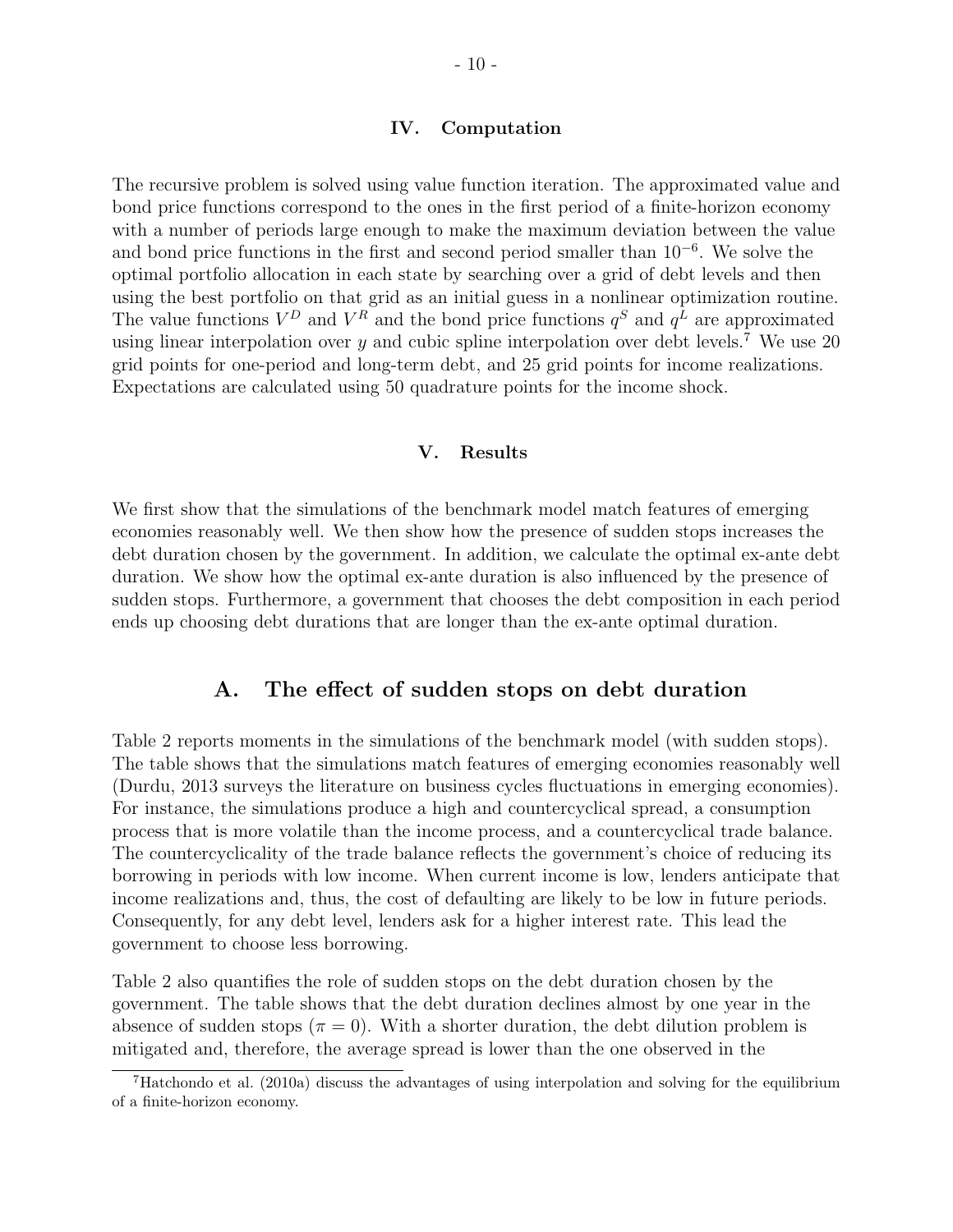## IV. Computation

The recursive problem is solved using value function iteration. The approximated value and bond price functions correspond to the ones in the first period of a finite-horizon economy with a number of periods large enough to make the maximum deviation between the value and bond price functions in the first and second period smaller than $10^{-6}$. We solve the optimal portfolio allocation in each state by searching over a grid of debt levels and then using the best portfolio on that grid as an initial guess in a nonlinear optimization routine. The value functions $V^D$ and $V^R$ and the bond price functions $q^S$ and $q^L$ are approximated using linear interpolation over $y$ and cubic spline interpolation over debt levels.[7] We use 20 grid points for one-period and long-term debt, and 25 grid points for income realizations. Expectations are calculated using 50 quadrature points for the income shock.

## V. Results

We first show that the simulations of the benchmark model match features of emerging economies reasonably well. We then show how the presence of sudden stops increases the debt duration chosen by the government. In addition, we calculate the optimal ex-ante debt duration. We show how the optimal ex-ante duration is also influenced by the presence of sudden stops. Furthermore, a government that chooses the debt composition in each period ends up choosing debt durations that are longer than the ex-ante optimal duration.

### A. The effect of sudden stops on debt duration

Table 2 reports moments in the simulations of the benchmark model (with sudden stops). The table shows that the simulations match features of emerging economies reasonably well (Durdu, 2013 surveys the literature on business cycles fluctuations in emerging economies). For instance, the simulations produce a high and countercyclical spread, a consumption process that is more volatile than the income process, and a countercyclical trade balance. The countercyclicality of the trade balance reflects the government's choice of reducing its borrowing in periods with low income. When current income is low, lenders anticipate that income realizations and, thus, the cost of defaulting are likely to be low in future periods. Consequently, for any debt level, lenders ask for a higher interest rate. This lead the government to choose less borrowing.

Table 2 also quantifies the role of sudden stops on the debt duration chosen by the government. The table shows that the debt duration declines almost by one year in the absence of sudden stops ($\pi = 0$). With a shorter duration, the debt dilution problem is mitigated and, therefore, the average spread is lower than the one observed in the

[7] Hatchondo et al. (2010a) discuss the advantages of using interpolation and solving for the equilibrium of a finite-horizon economy.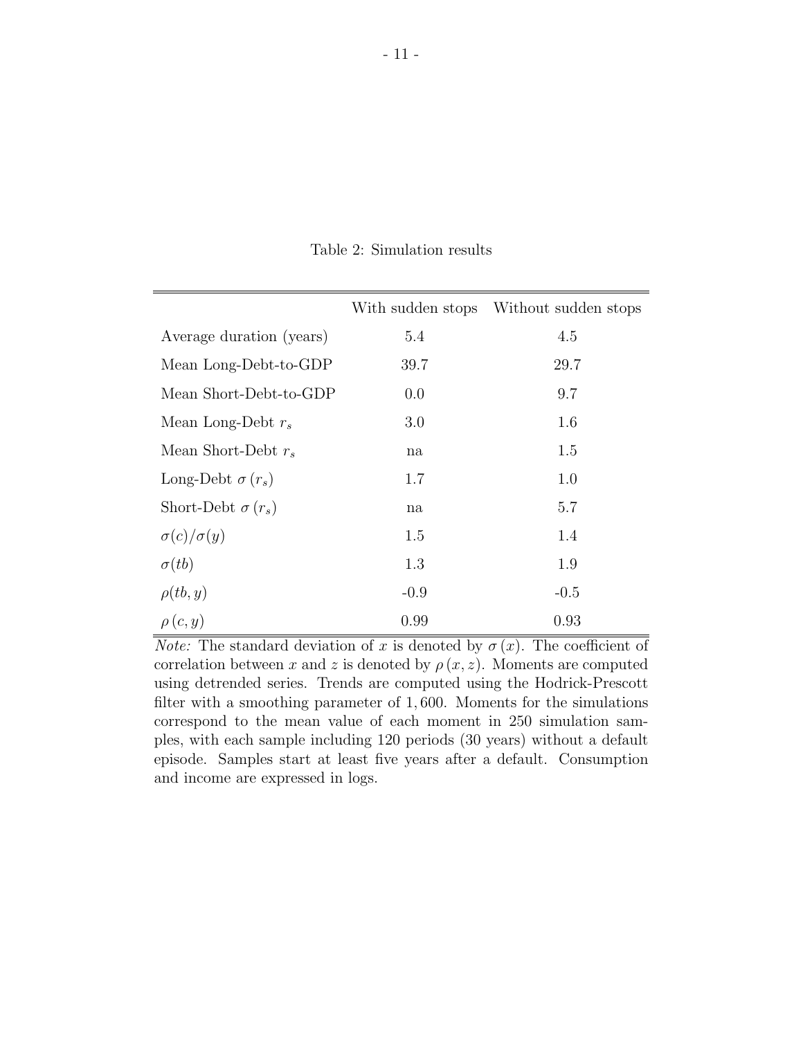Table 2: Simulation results

| | With sudden stops | Without sudden stops |
|---|---|---|
| Average duration (years) | 5.4 | 4.5 |
| Mean Long-Debt-to-GDP | 39.7 | 29.7 |
| Mean Short-Debt-to-GDP | 0.0 | 9.7 |
| Mean Long-Debt $r_s$ | 3.0 | 1.6 |
| Mean Short-Debt $r_s$ | na | 1.5 |
| Long-Debt $\sigma(r_s)$ | 1.7 | 1.0 |
| Short-Debt $\sigma(r_s)$ | na | 5.7 |
| $\sigma(c)/\sigma(y)$ | 1.5 | 1.4 |
| $\sigma(tb)$ | 1.3 | 1.9 |
| $\rho(tb, y)$ | -0.9 | -0.5 |
| $\rho(c, y)$ | 0.99 | 0.93 |

*Note:* The standard deviation of $x$ is denoted by $\sigma(x)$. The coefficient of correlation between $x$ and $z$ is denoted by $\rho(x, z)$. Moments are computed using detrended series. Trends are computed using the Hodrick-Prescott filter with a smoothing parameter of 1,600. Moments for the simulations correspond to the mean value of each moment in 250 simulation samples, with each sample including 120 periods (30 years) without a default episode. Samples start at least five years after a default. Consumption and income are expressed in logs.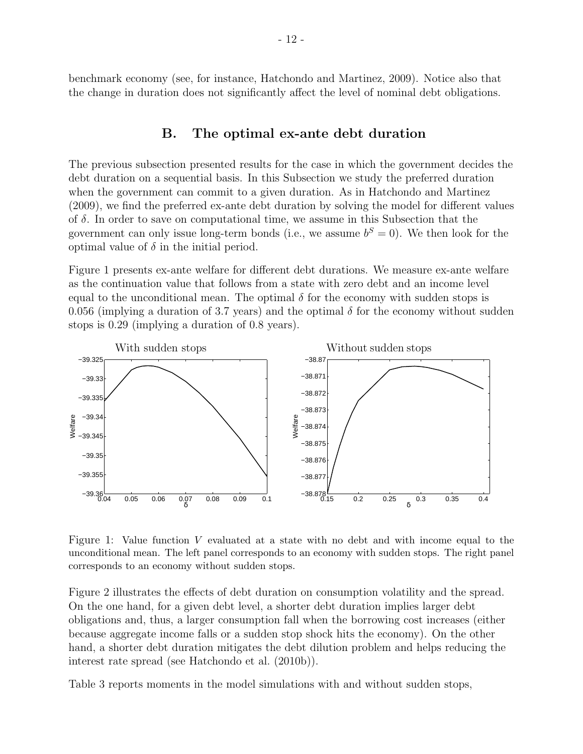benchmark economy (see, for instance, Hatchondo and Martinez, 2009). Notice also that the change in duration does not significantly affect the level of nominal debt obligations.

## B. The optimal ex-ante debt duration

The previous subsection presented results for the case in which the government decides the debt duration on a sequential basis. In this Subsection we study the preferred duration when the government can commit to a given duration. As in Hatchondo and Martinez (2009), we find the preferred ex-ante debt duration by solving the model for different values of $\delta$. In order to save on computational time, we assume in this Subsection that the government can only issue long-term bonds (i.e., we assume $b^S = 0$). We then look for the optimal value of $\delta$ in the initial period.

Figure 1 presents ex-ante welfare for different debt durations. We measure ex-ante welfare as the continuation value that follows from a state with zero debt and an income level equal to the unconditional mean. The optimal $\delta$ for the economy with sudden stops is 0.056 (implying a duration of 3.7 years) and the optimal $\delta$ for the economy without sudden stops is 0.29 (implying a duration of 0.8 years).

Figure 1: Value function $V$ evaluated at a state with no debt and with income equal to the unconditional mean. The left panel corresponds to an economy with sudden stops. The right panel corresponds to an economy without sudden stops.

Figure 2 illustrates the effects of debt duration on consumption volatility and the spread. On the one hand, for a given debt level, a shorter debt duration implies larger debt obligations and, thus, a larger consumption fall when the borrowing cost increases (either because aggregate income falls or a sudden stop shock hits the economy). On the other hand, a shorter debt duration mitigates the debt dilution problem and helps reducing the interest rate spread (see Hatchondo et al. (2010b)).

Table 3 reports moments in the model simulations with and without sudden stops,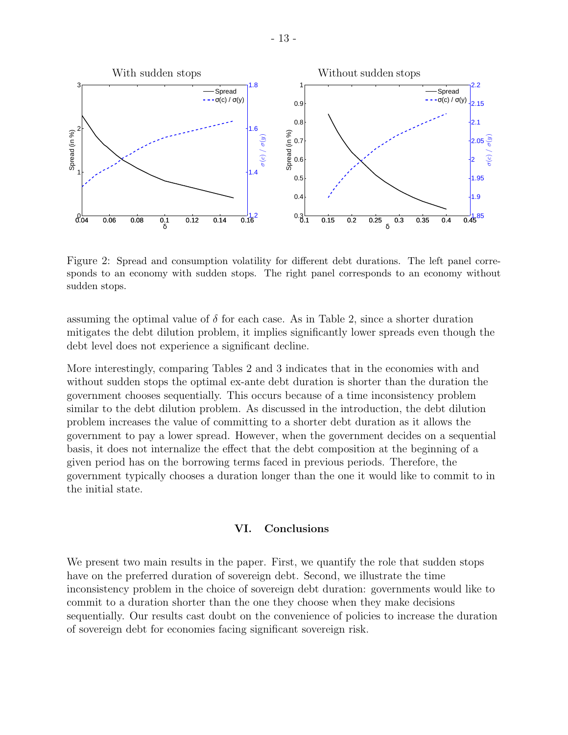Figure 2: Spread and consumption volatility for different debt durations. The left panel corresponds to an economy with sudden stops. The right panel corresponds to an economy without sudden stops.

assuming the optimal value of $\delta$ for each case. As in Table 2, since a shorter duration mitigates the debt dilution problem, it implies significantly lower spreads even though the debt level does not experience a significant decline.

More interestingly, comparing Tables 2 and 3 indicates that in the economies with and without sudden stops the optimal ex-ante debt duration is shorter than the duration the government chooses sequentially. This occurs because of a time inconsistency problem similar to the debt dilution problem. As discussed in the introduction, the debt dilution problem increases the value of committing to a shorter debt duration as it allows the government to pay a lower spread. However, when the government decides on a sequential basis, it does not internalize the effect that the debt composition at the beginning of a given period has on the borrowing terms faced in previous periods. Therefore, the government typically chooses a duration longer than the one it would like to commit to in the initial state.

## VI. Conclusions

We present two main results in the paper. First, we quantify the role that sudden stops have on the preferred duration of sovereign debt. Second, we illustrate the time inconsistency problem in the choice of sovereign debt duration: governments would like to commit to a duration shorter than the one they choose when they make decisions sequentially. Our results cast doubt on the convenience of policies to increase the duration of sovereign debt for economies facing significant sovereign risk.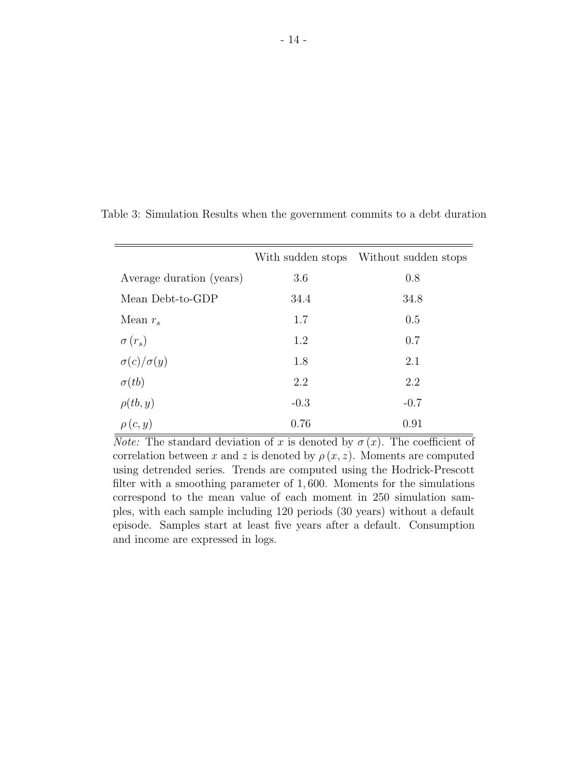Table 3: Simulation Results when the government commits to a debt duration

| | With sudden stops | Without sudden stops |
|---|---|---|
| Average duration (years) | 3.6 | 0.8 |
| Mean Debt-to-GDP | 34.4 | 34.8 |
| Mean $r_s$ | 1.7 | 0.5 |
| $\sigma(r_s)$ | 1.2 | 0.7 |
| $\sigma(c)/\sigma(y)$ | 1.8 | 2.1 |
| $\sigma(tb)$ | 2.2 | 2.2 |
| $\rho(tb, y)$ | -0.3 | -0.7 |
| $\rho(c, y)$ | 0.76 | 0.91 |

*Note:* The standard deviation of $x$ is denoted by $\sigma(x)$. The coefficient of correlation between $x$ and $z$ is denoted by $\rho(x, z)$. Moments are computed using detrended series. Trends are computed using the Hodrick-Prescott filter with a smoothing parameter of 1,600. Moments for the simulations correspond to the mean value of each moment in 250 simulation samples, with each sample including 120 periods (30 years) without a default episode. Samples start at least five years after a default. Consumption and income are expressed in logs.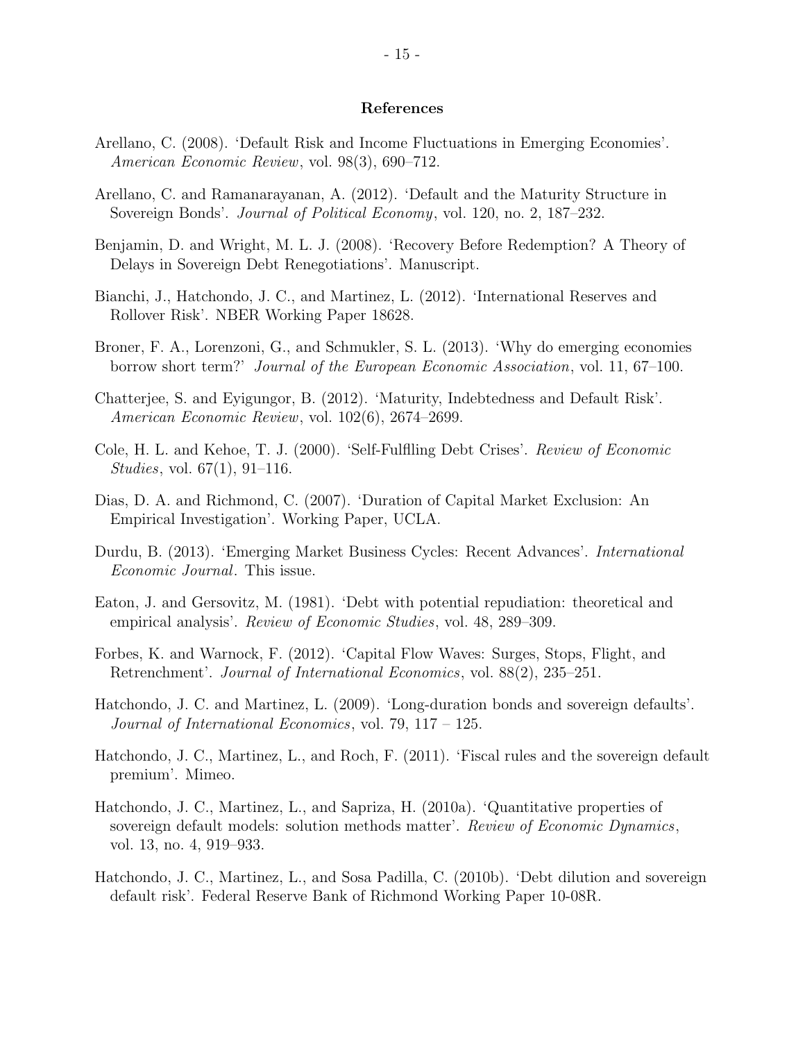# References

Arellano, C. (2008). 'Default Risk and Income Fluctuations in Emerging Economies'. *American Economic Review*, vol. 98(3), 690–712.

Arellano, C. and Ramanarayanan, A. (2012). 'Default and the Maturity Structure in Sovereign Bonds'. *Journal of Political Economy*, vol. 120, no. 2, 187–232.

Benjamin, D. and Wright, M. L. J. (2008). 'Recovery Before Redemption? A Theory of Delays in Sovereign Debt Renegotiations'. Manuscript.

Bianchi, J., Hatchondo, J. C., and Martinez, L. (2012). 'International Reserves and Rollover Risk'. NBER Working Paper 18628.

Broner, F. A., Lorenzoni, G., and Schmukler, S. L. (2013). 'Why do emerging economies borrow short term?' *Journal of the European Economic Association*, vol. 11, 67–100.

Chatterjee, S. and Eyigungor, B. (2012). 'Maturity, Indebtedness and Default Risk'. *American Economic Review*, vol. 102(6), 2674–2699.

Cole, H. L. and Kehoe, T. J. (2000). 'Self-Fulflling Debt Crises'. *Review of Economic Studies*, vol. 67(1), 91–116.

Dias, D. A. and Richmond, C. (2007). 'Duration of Capital Market Exclusion: An Empirical Investigation'. Working Paper, UCLA.

Durdu, B. (2013). 'Emerging Market Business Cycles: Recent Advances'. *International Economic Journal*. This issue.

Eaton, J. and Gersovitz, M. (1981). 'Debt with potential repudiation: theoretical and empirical analysis'. *Review of Economic Studies*, vol. 48, 289–309.

Forbes, K. and Warnock, F. (2012). 'Capital Flow Waves: Surges, Stops, Flight, and Retrenchment'. *Journal of International Economics*, vol. 88(2), 235–251.

Hatchondo, J. C. and Martinez, L. (2009). 'Long-duration bonds and sovereign defaults'. *Journal of International Economics*, vol. 79, 117 – 125.

Hatchondo, J. C., Martinez, L., and Roch, F. (2011). 'Fiscal rules and the sovereign default premium'. Mimeo.

Hatchondo, J. C., Martinez, L., and Sapriza, H. (2010a). 'Quantitative properties of sovereign default models: solution methods matter'. *Review of Economic Dynamics*, vol. 13, no. 4, 919–933.

Hatchondo, J. C., Martinez, L., and Sosa Padilla, C. (2010b). 'Debt dilution and sovereign default risk'. Federal Reserve Bank of Richmond Working Paper 10-08R.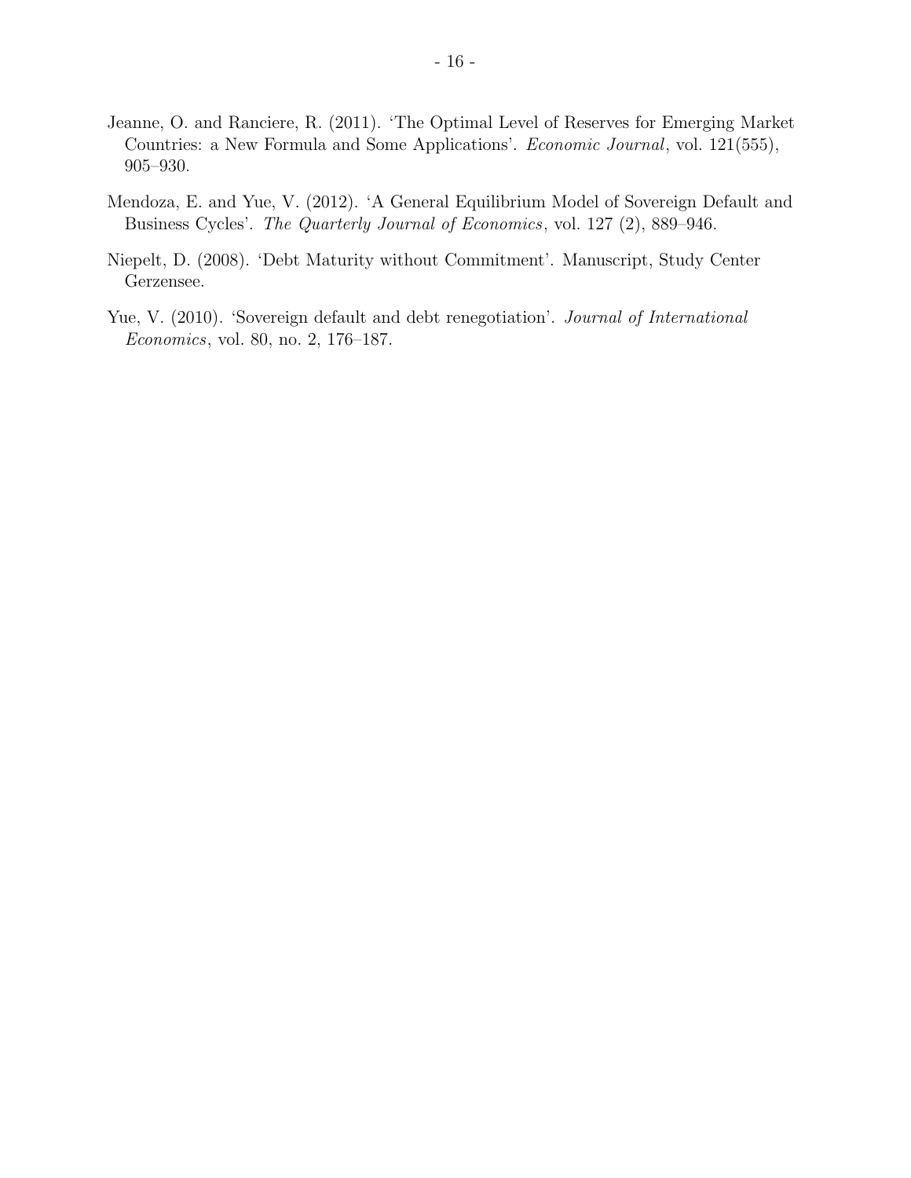Jeanne, O. and Ranciere, R. (2011). 'The Optimal Level of Reserves for Emerging Market Countries: a New Formula and Some Applications'. *Economic Journal*, vol. 121(555), 905–930.

Mendoza, E. and Yue, V. (2012). 'A General Equilibrium Model of Sovereign Default and Business Cycles'. *The Quarterly Journal of Economics*, vol. 127 (2), 889–946.

Niepelt, D. (2008). 'Debt Maturity without Commitment'. Manuscript, Study Center Gerzensee.

Yue, V. (2010). 'Sovereign default and debt renegotiation'. *Journal of International Economics*, vol. 80, no. 2, 176–187.